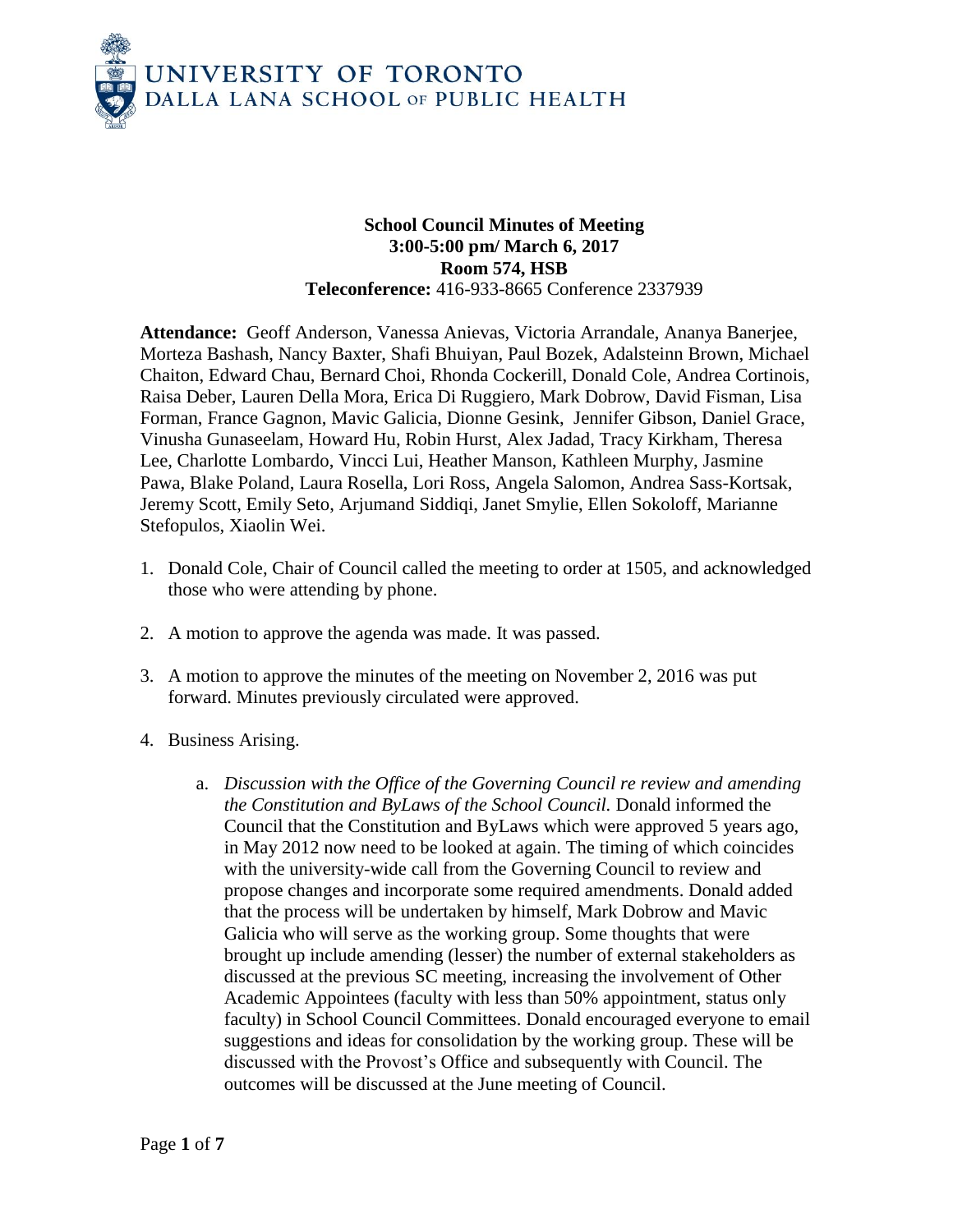UNIVERSITY OF TORONTO
DALLA LANA SCHOOL OF PUBLIC HEALTH

**School Council Minutes of Meeting**
**3:00-5:00 pm/ March 6, 2017**
**Room 574, HSB**
**Teleconference:** 416-933-8665 Conference 2337939

**Attendance:** Geoff Anderson, Vanessa Anievas, Victoria Arrandale, Ananya Banerjee, Morteza Bashash, Nancy Baxter, Shafi Bhuiyan, Paul Bozek, Adalsteinn Brown, Michael Chaiton, Edward Chau, Bernard Choi, Rhonda Cockerill, Donald Cole, Andrea Cortinois, Raisa Deber, Lauren Della Mora, Erica Di Ruggiero, Mark Dobrow, David Fisman, Lisa Forman, France Gagnon, Mavic Galicia, Dionne Gesink, Jennifer Gibson, Daniel Grace, Vinusha Gunaseelam, Howard Hu, Robin Hurst, Alex Jadad, Tracy Kirkham, Theresa Lee, Charlotte Lombardo, Vincci Lui, Heather Manson, Kathleen Murphy, Jasmine Pawa, Blake Poland, Laura Rosella, Lori Ross, Angela Salomon, Andrea Sass-Kortsak, Jeremy Scott, Emily Seto, Arjumand Siddiqi, Janet Smylie, Ellen Sokoloff, Marianne Stefopulos, Xiaolin Wei.

1. Donald Cole, Chair of Council called the meeting to order at 1505, and acknowledged those who were attending by phone.

2. A motion to approve the agenda was made. It was passed.

3. A motion to approve the minutes of the meeting on November 2, 2016 was put forward. Minutes previously circulated were approved.

4. Business Arising.

    a. *Discussion with the Office of the Governing Council re review and amending the Constitution and ByLaws of the School Council.* Donald informed the Council that the Constitution and ByLaws which were approved 5 years ago, in May 2012 now need to be looked at again. The timing of which coincides with the university-wide call from the Governing Council to review and propose changes and incorporate some required amendments. Donald added that the process will be undertaken by himself, Mark Dobrow and Mavic Galicia who will serve as the working group. Some thoughts that were brought up include amending (lesser) the number of external stakeholders as discussed at the previous SC meeting, increasing the involvement of Other Academic Appointees (faculty with less than 50% appointment, status only faculty) in School Council Committees. Donald encouraged everyone to email suggestions and ideas for consolidation by the working group. These will be discussed with the Provost's Office and subsequently with Council. The outcomes will be discussed at the June meeting of Council.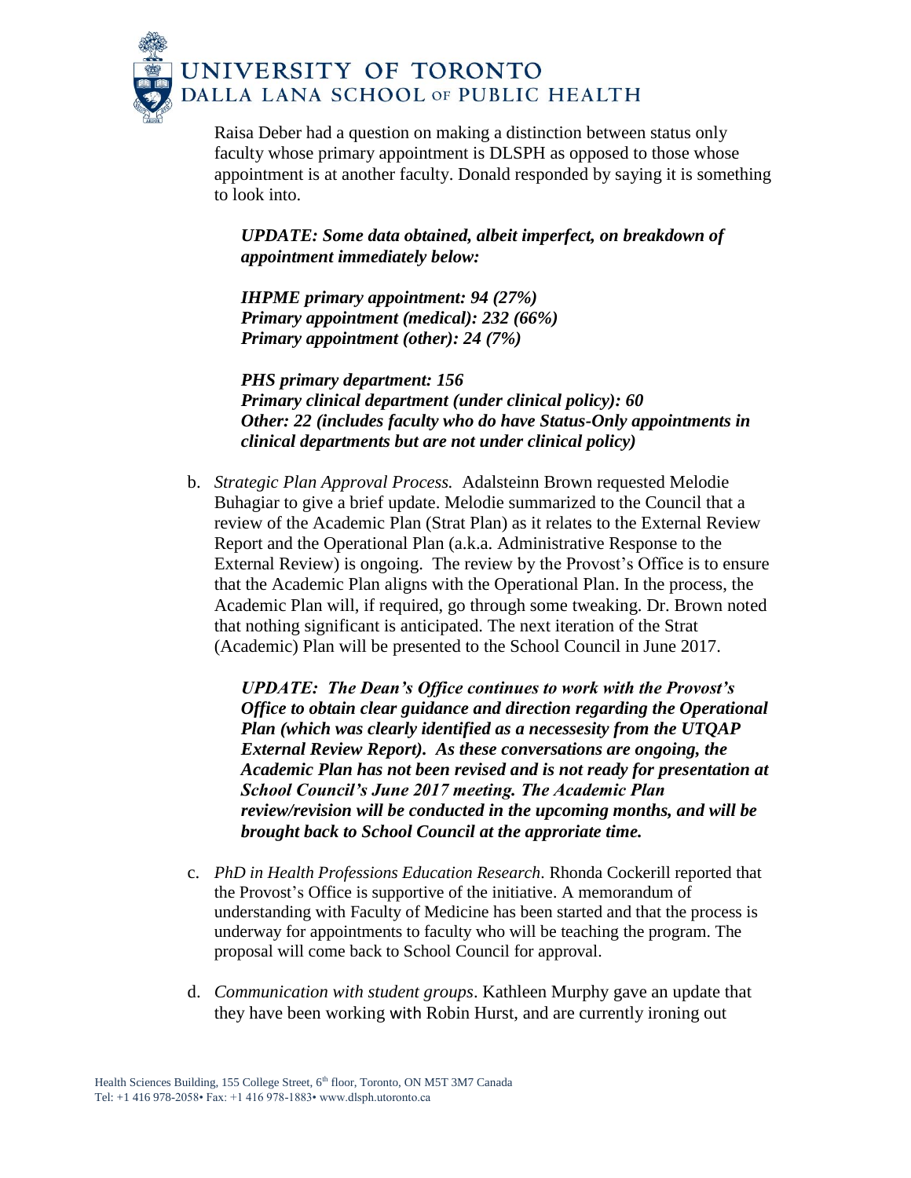Raisa Deber had a question on making a distinction between status only faculty whose primary appointment is DLSPH as opposed to those whose appointment is at another faculty. Donald responded by saying it is something to look into.

***UPDATE: Some data obtained, albeit imperfect, on breakdown of appointment immediately below:***

***IHPME primary appointment: 94 (27%)***
***Primary appointment (medical): 232 (66%)***
***Primary appointment (other): 24 (7%)***

***PHS primary department: 156***
***Primary clinical department (under clinical policy): 60***
***Other: 22 (includes faculty who do have Status-Only appointments in clinical departments but are not under clinical policy)***

b. *Strategic Plan Approval Process.* Adalsteinn Brown requested Melodie Buhagiar to give a brief update. Melodie summarized to the Council that a review of the Academic Plan (Strat Plan) as it relates to the External Review Report and the Operational Plan (a.k.a. Administrative Response to the External Review) is ongoing. The review by the Provost's Office is to ensure that the Academic Plan aligns with the Operational Plan. In the process, the Academic Plan will, if required, go through some tweaking. Dr. Brown noted that nothing significant is anticipated. The next iteration of the Strat (Academic) Plan will be presented to the School Council in June 2017.

   ***UPDATE: The Dean's Office continues to work with the Provost's Office to obtain clear guidance and direction regarding the Operational Plan (which was clearly identified as a necessesity from the UTQAP External Review Report). As these conversations are ongoing, the Academic Plan has not been revised and is not ready for presentation at School Council's June 2017 meeting. The Academic Plan review/revision will be conducted in the upcoming months, and will be brought back to School Council at the approriate time.***

c. *PhD in Health Professions Education Research*. Rhonda Cockerill reported that the Provost's Office is supportive of the initiative. A memorandum of understanding with Faculty of Medicine has been started and that the process is underway for appointments to faculty who will be teaching the program. The proposal will come back to School Council for approval.

d. *Communication with student groups*. Kathleen Murphy gave an update that they have been working with Robin Hurst, and are currently ironing out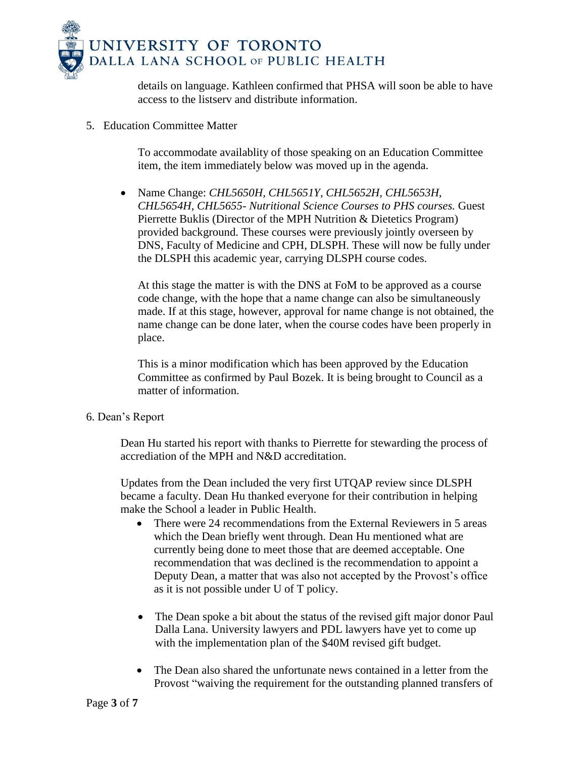details on language. Kathleen confirmed that PHSA will soon be able to have access to the listserv and distribute information.

5. Education Committee Matter

To accommodate availablity of those speaking on an Education Committee item, the item immediately below was moved up in the agenda.

- Name Change: *CHL5650H, CHL5651Y, CHL5652H, CHL5653H, CHL5654H, CHL5655- Nutritional Science Courses to PHS courses.* Guest Pierrette Buklis (Director of the MPH Nutrition & Dietetics Program) provided background. These courses were previously jointly overseen by DNS, Faculty of Medicine and CPH, DLSPH. These will now be fully under the DLSPH this academic year, carrying DLSPH course codes.

  At this stage the matter is with the DNS at FoM to be approved as a course code change, with the hope that a name change can also be simultaneously made. If at this stage, however, approval for name change is not obtained, the name change can be done later, when the course codes have been properly in place.

  This is a minor modification which has been approved by the Education Committee as confirmed by Paul Bozek. It is being brought to Council as a matter of information.

6. Dean's Report

Dean Hu started his report with thanks to Pierrette for stewarding the process of accrediation of the MPH and N&D accreditation.

Updates from the Dean included the very first UTQAP review since DLSPH became a faculty. Dean Hu thanked everyone for their contribution in helping make the School a leader in Public Health.

- There were 24 recommendations from the External Reviewers in 5 areas which the Dean briefly went through. Dean Hu mentioned what are currently being done to meet those that are deemed acceptable. One recommendation that was declined is the recommendation to appoint a Deputy Dean, a matter that was also not accepted by the Provost's office as it is not possible under U of T policy.

- The Dean spoke a bit about the status of the revised gift major donor Paul Dalla Lana. University lawyers and PDL lawyers have yet to come up with the implementation plan of the $40M revised gift budget.

- The Dean also shared the unfortunate news contained in a letter from the Provost "waiving the requirement for the outstanding planned transfers of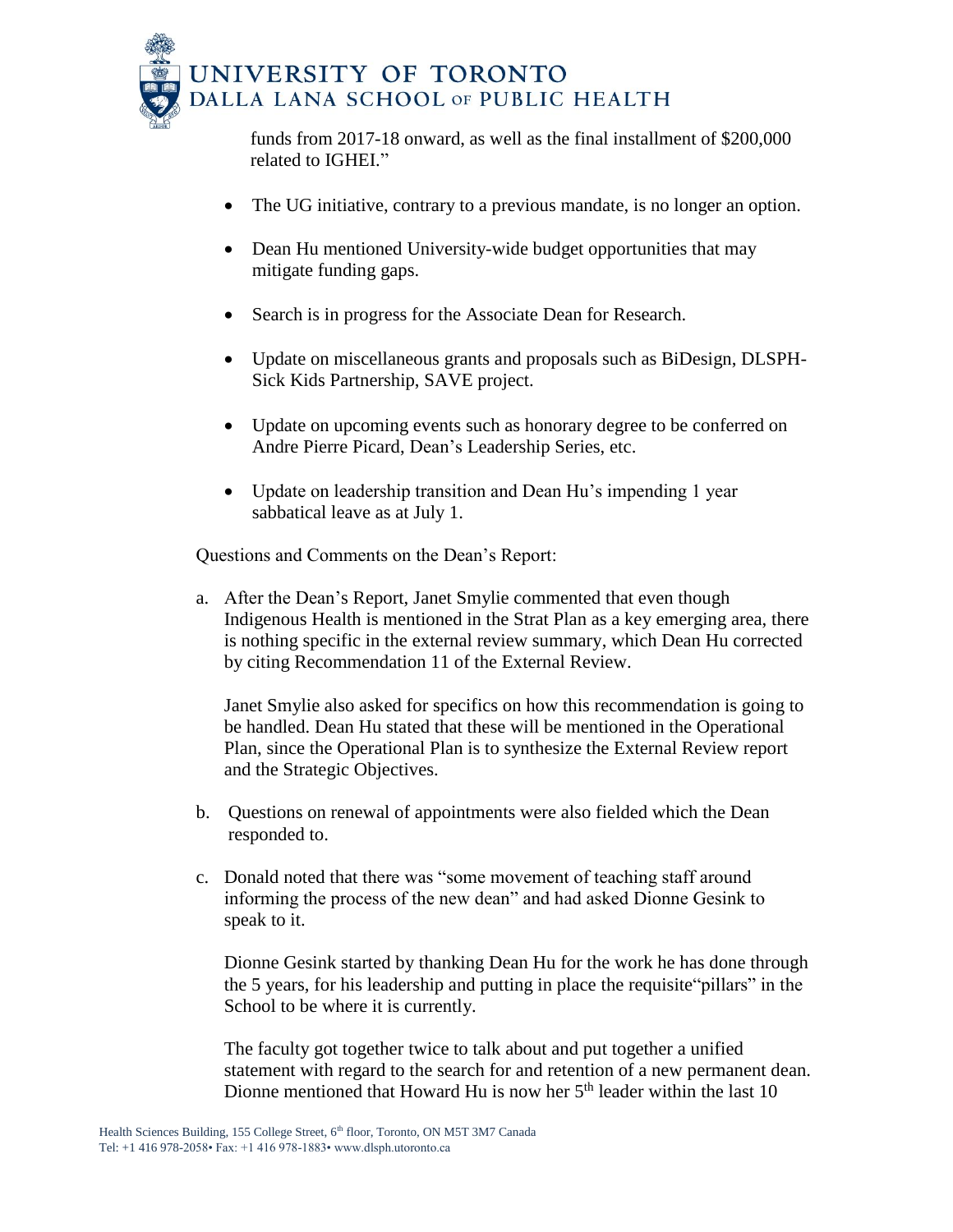funds from 2017-18 onward, as well as the final installment of $200,000 related to IGHEI."

- The UG initiative, contrary to a previous mandate, is no longer an option.
- Dean Hu mentioned University-wide budget opportunities that may mitigate funding gaps.
- Search is in progress for the Associate Dean for Research.
- Update on miscellaneous grants and proposals such as BiDesign, DLSPH-Sick Kids Partnership, SAVE project.
- Update on upcoming events such as honorary degree to be conferred on Andre Pierre Picard, Dean's Leadership Series, etc.
- Update on leadership transition and Dean Hu's impending 1 year sabbatical leave as at July 1.

Questions and Comments on the Dean's Report:

a. After the Dean's Report, Janet Smylie commented that even though Indigenous Health is mentioned in the Strat Plan as a key emerging area, there is nothing specific in the external review summary, which Dean Hu corrected by citing Recommendation 11 of the External Review.

   Janet Smylie also asked for specifics on how this recommendation is going to be handled. Dean Hu stated that these will be mentioned in the Operational Plan, since the Operational Plan is to synthesize the External Review report and the Strategic Objectives.

b. Questions on renewal of appointments were also fielded which the Dean responded to.

c. Donald noted that there was "some movement of teaching staff around informing the process of the new dean" and had asked Dionne Gesink to speak to it.

   Dionne Gesink started by thanking Dean Hu for the work he has done through the 5 years, for his leadership and putting in place the requisite"pillars" in the School to be where it is currently.

   The faculty got together twice to talk about and put together a unified statement with regard to the search for and retention of a new permanent dean. Dionne mentioned that Howard Hu is now her 5th leader within the last 10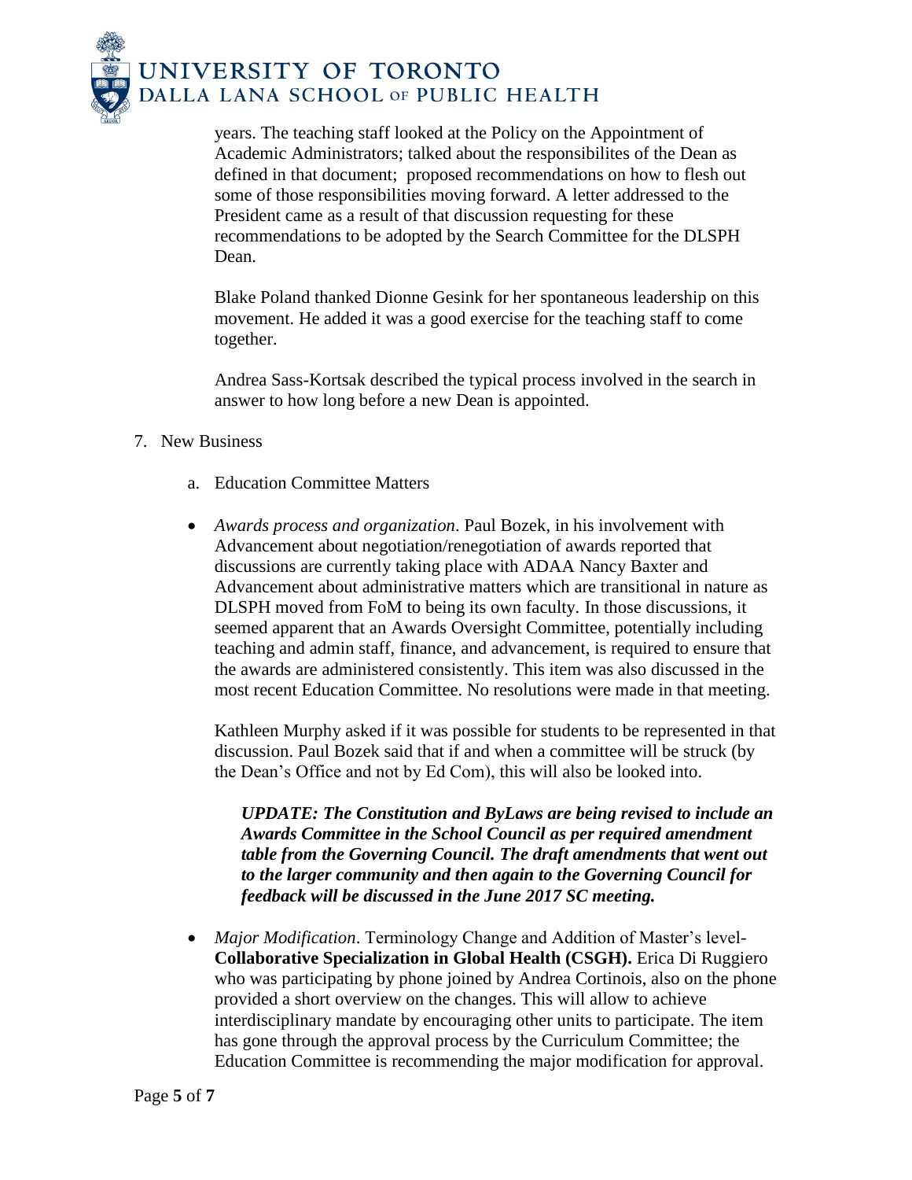years. The teaching staff looked at the Policy on the Appointment of Academic Administrators; talked about the responsibilites of the Dean as defined in that document; proposed recommendations on how to flesh out some of those responsibilities moving forward. A letter addressed to the President came as a result of that discussion requesting for these recommendations to be adopted by the Search Committee for the DLSPH Dean.

Blake Poland thanked Dionne Gesink for her spontaneous leadership on this movement. He added it was a good exercise for the teaching staff to come together.

Andrea Sass-Kortsak described the typical process involved in the search in answer to how long before a new Dean is appointed.

7. New Business

   a. Education Committee Matters

- *Awards process and organization*. Paul Bozek, in his involvement with Advancement about negotiation/renegotiation of awards reported that discussions are currently taking place with ADAA Nancy Baxter and Advancement about administrative matters which are transitional in nature as DLSPH moved from FoM to being its own faculty. In those discussions, it seemed apparent that an Awards Oversight Committee, potentially including teaching and admin staff, finance, and advancement, is required to ensure that the awards are administered consistently. This item was also discussed in the most recent Education Committee. No resolutions were made in that meeting.

  Kathleen Murphy asked if it was possible for students to be represented in that discussion. Paul Bozek said that if and when a committee will be struck (by the Dean's Office and not by Ed Com), this will also be looked into.

  ***UPDATE: The Constitution and ByLaws are being revised to include an Awards Committee in the School Council as per required amendment table from the Governing Council. The draft amendments that went out to the larger community and then again to the Governing Council for feedback will be discussed in the June 2017 SC meeting.***

- *Major Modification*. Terminology Change and Addition of Master's level- **Collaborative Specialization in Global Health (CSGH).** Erica Di Ruggiero who was participating by phone joined by Andrea Cortinois, also on the phone provided a short overview on the changes. This will allow to achieve interdisciplinary mandate by encouraging other units to participate. The item has gone through the approval process by the Curriculum Committee; the Education Committee is recommending the major modification for approval.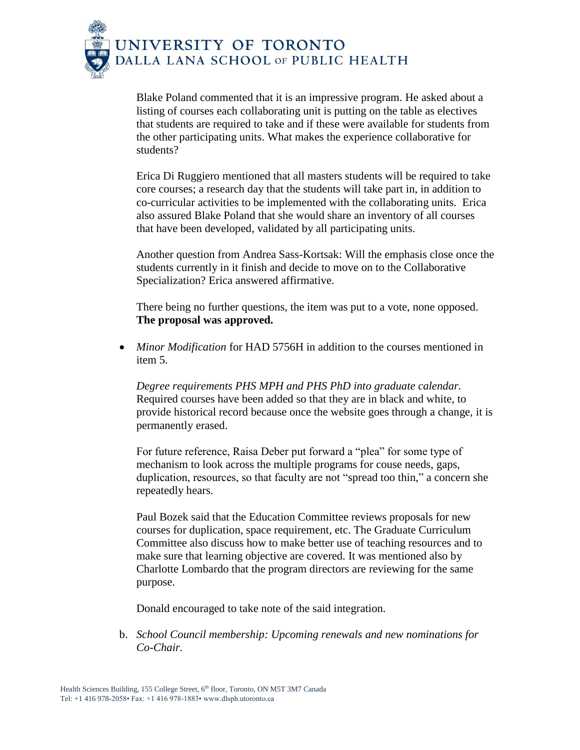Blake Poland commented that it is an impressive program. He asked about a listing of courses each collaborating unit is putting on the table as electives that students are required to take and if these were available for students from the other participating units. What makes the experience collaborative for students?

Erica Di Ruggiero mentioned that all masters students will be required to take core courses; a research day that the students will take part in, in addition to co-curricular activities to be implemented with the collaborating units. Erica also assured Blake Poland that she would share an inventory of all courses that have been developed, validated by all participating units.

Another question from Andrea Sass-Kortsak: Will the emphasis close once the students currently in it finish and decide to move on to the Collaborative Specialization? Erica answered affirmative.

There being no further questions, the item was put to a vote, none opposed. **The proposal was approved.**

- *Minor Modification* for HAD 5756H in addition to the courses mentioned in item 5.

  *Degree requirements PHS MPH and PHS PhD into graduate calendar.* Required courses have been added so that they are in black and white, to provide historical record because once the website goes through a change, it is permanently erased.

  For future reference, Raisa Deber put forward a "plea" for some type of mechanism to look across the multiple programs for couse needs, gaps, duplication, resources, so that faculty are not "spread too thin," a concern she repeatedly hears.

  Paul Bozek said that the Education Committee reviews proposals for new courses for duplication, space requirement, etc. The Graduate Curriculum Committee also discuss how to make better use of teaching resources and to make sure that learning objective are covered. It was mentioned also by Charlotte Lombardo that the program directors are reviewing for the same purpose.

  Donald encouraged to take note of the said integration.

b. *School Council membership: Upcoming renewals and new nominations for Co-Chair.*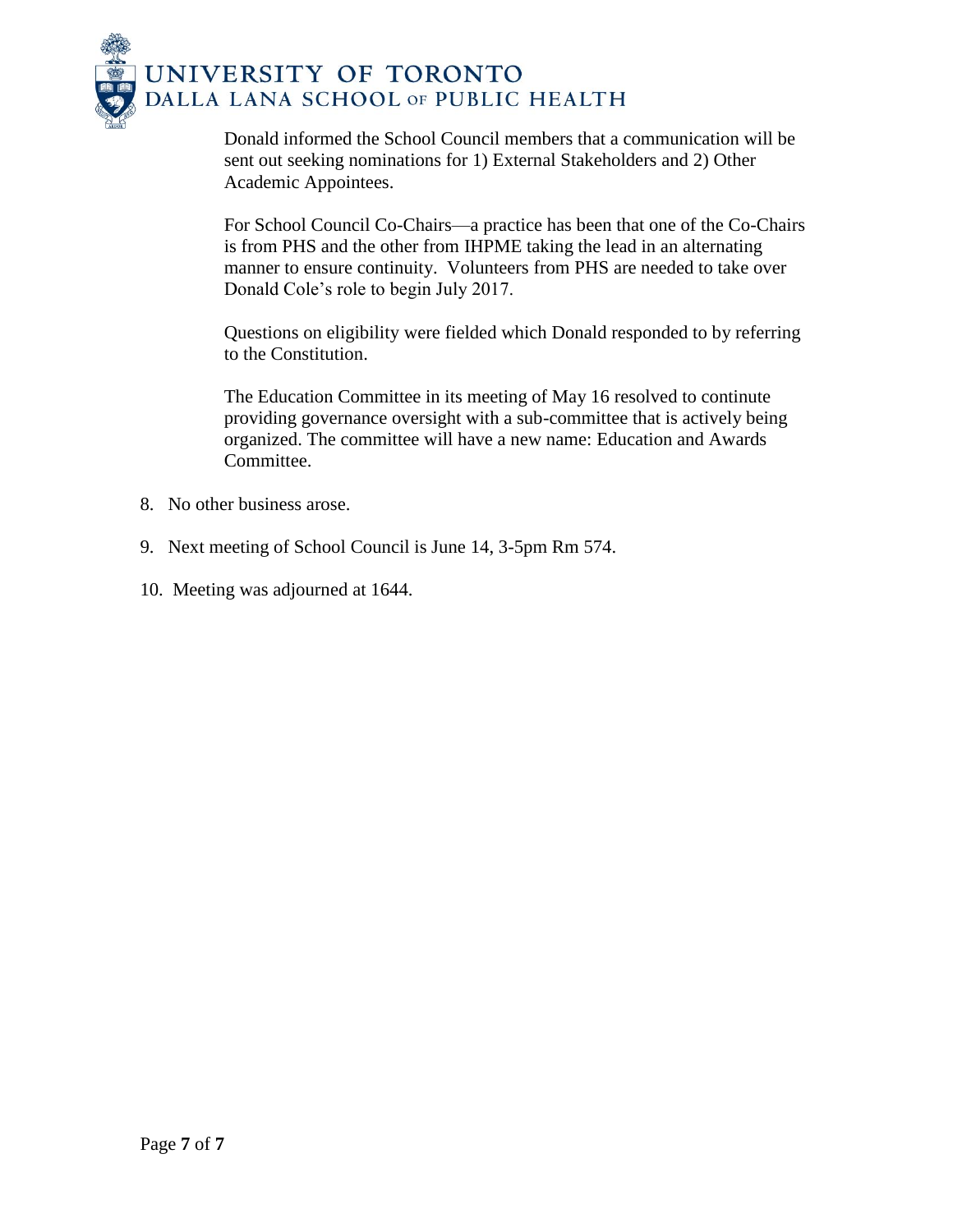Donald informed the School Council members that a communication will be sent out seeking nominations for 1) External Stakeholders and 2) Other Academic Appointees.

For School Council Co-Chairs—a practice has been that one of the Co-Chairs is from PHS and the other from IHPME taking the lead in an alternating manner to ensure continuity. Volunteers from PHS are needed to take over Donald Cole's role to begin July 2017.

Questions on eligibility were fielded which Donald responded to by referring to the Constitution.

The Education Committee in its meeting of May 16 resolved to continute providing governance oversight with a sub-committee that is actively being organized. The committee will have a new name: Education and Awards Committee.

8. No other business arose.

9. Next meeting of School Council is June 14, 3-5pm Rm 574.

10. Meeting was adjourned at 1644.